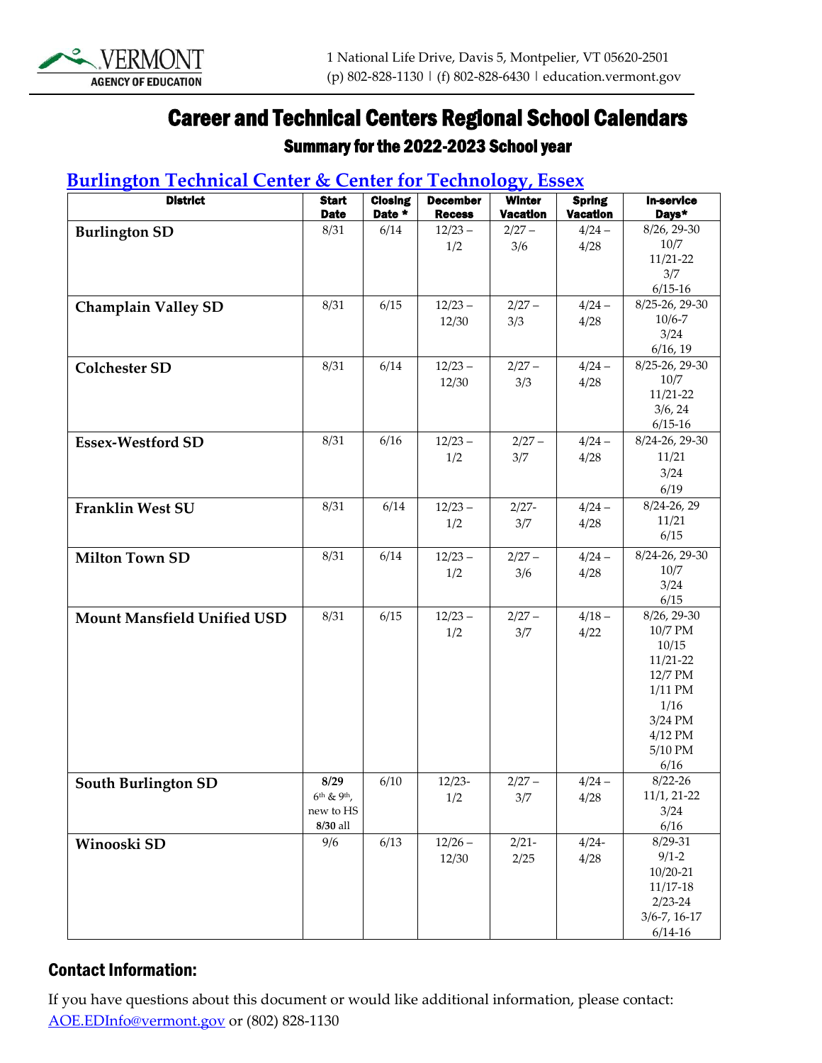VERMONT AGENCY OF EDUCATION

1 National Life Drive, Davis 5, Montpelier, VT 05620-2501
(p) 802-828-1130 | (f) 802-828-6430 | education.vermont.gov

# Career and Technical Centers Regional School Calendars

## Summary for the 2022-2023 School year

### [Burlington Technical Center & Center for Technology, Essex]()

| District | Start Date | Closing Date * | December Recess | Winter Vacation | Spring Vacation | In-service Days* |
|---|---|---|---|---|---|---|
| **Burlington SD** | 8/31 | 6/14 | 12/23 – 1/2 | 2/27 – 3/6 | 4/24 – 4/28 | 8/26, 29-30<br>10/7<br>11/21-22<br>3/7<br>6/15-16 |
| **Champlain Valley SD** | 8/31 | 6/15 | 12/23 – 12/30 | 2/27 – 3/3 | 4/24 – 4/28 | 8/25-26, 29-30<br>10/6-7<br>3/24<br>6/16, 19 |
| **Colchester SD** | 8/31 | 6/14 | 12/23 – 12/30 | 2/27 – 3/3 | 4/24 – 4/28 | 8/25-26, 29-30<br>10/7<br>11/21-22<br>3/6, 24<br>6/15-16 |
| **Essex-Westford SD** | 8/31 | 6/16 | 12/23 – 1/2 | 2/27 – 3/7 | 4/24 – 4/28 | 8/24-26, 29-30<br>11/21<br>3/24<br>6/19 |
| **Franklin West SU** | 8/31 | 6/14 | 12/23 – 1/2 | 2/27- 3/7 | 4/24 – 4/28 | 8/24-26, 29<br>11/21<br>6/15 |
| **Milton Town SD** | 8/31 | 6/14 | 12/23 – 1/2 | 2/27 – 3/6 | 4/24 – 4/28 | 8/24-26, 29-30<br>10/7<br>3/24<br>6/15 |
| **Mount Mansfield Unified USD** | 8/31 | 6/15 | 12/23 – 1/2 | 2/27 – 3/7 | 4/18 – 4/22 | 8/26, 29-30<br>10/7 PM<br>10/15<br>11/21-22<br>12/7 PM<br>1/11 PM<br>1/16<br>3/24 PM<br>4/12 PM<br>5/10 PM<br>6/16 |
| **South Burlington SD** | **8/29** 6th & 9th, new to HS **8/30** all | 6/10 | 12/23- 1/2 | 2/27 – 3/7 | 4/24 – 4/28 | 8/22-26<br>11/1, 21-22<br>3/24<br>6/16 |
| **Winooski SD** | 9/6 | 6/13 | 12/26 – 12/30 | 2/21- 2/25 | 4/24- 4/28 | 8/29-31<br>9/1-2<br>10/20-21<br>11/17-18<br>2/23-24<br>3/6-7, 16-17<br>6/14-16 |

## Contact Information:

If you have questions about this document or would like additional information, please contact: [AOE.EDInfo@vermont.gov](mailto:AOE.EDInfo@vermont.gov) or (802) 828-1130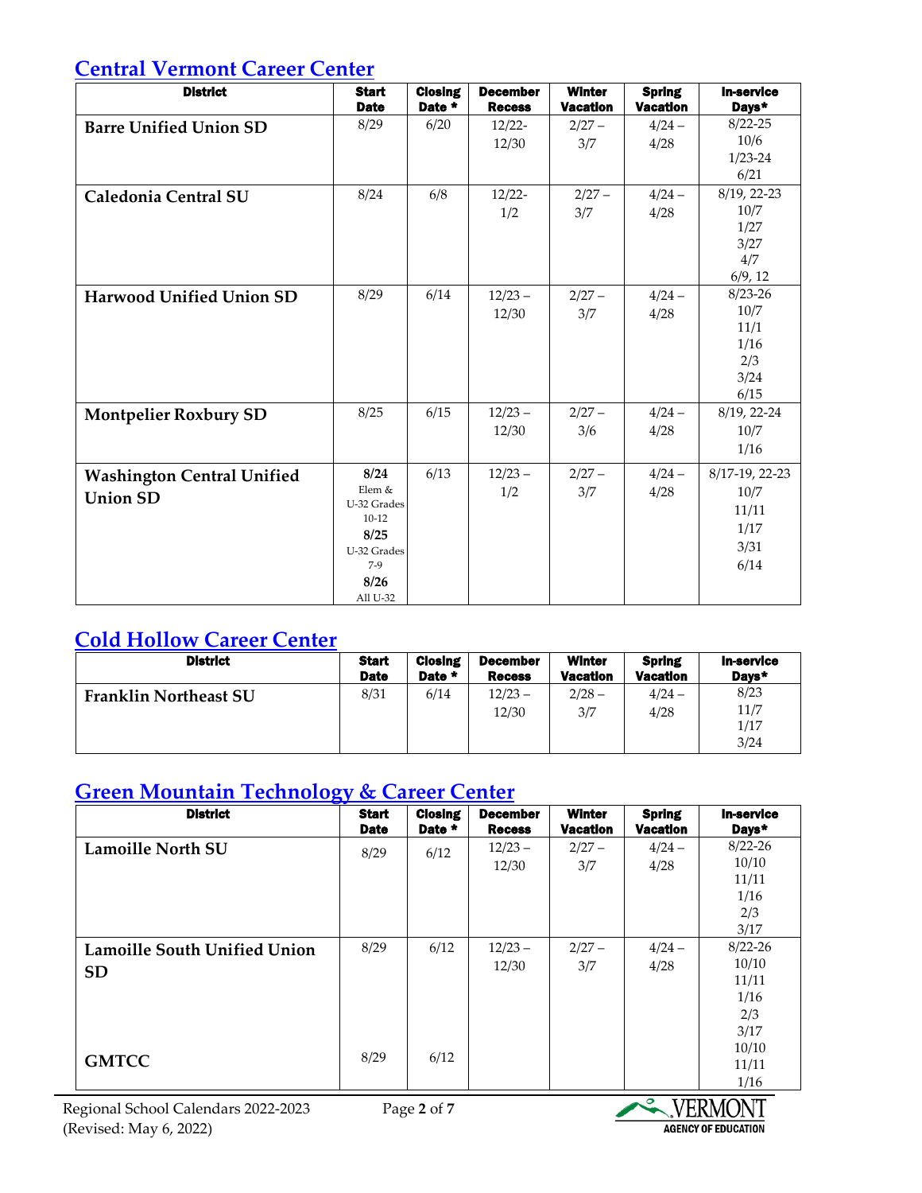## Central Vermont Career Center

| District | Start Date | Closing Date * | December Recess | Winter Vacation | Spring Vacation | In-service Days* |
|---|---|---|---|---|---|---|
| **Barre Unified Union SD** | 8/29 | 6/20 | 12/22-12/30 | 2/27 – 3/7 | 4/24 – 4/28 | 8/22-25<br>10/6<br>1/23-24<br>6/21 |
| **Caledonia Central SU** | 8/24 | 6/8 | 12/22-1/2 | 2/27 – 3/7 | 4/24 – 4/28 | 8/19, 22-23<br>10/7<br>1/27<br>3/27<br>4/7<br>6/9, 12 |
| **Harwood Unified Union SD** | 8/29 | 6/14 | 12/23 – 12/30 | 2/27 – 3/7 | 4/24 – 4/28 | 8/23-26<br>10/7<br>11/1<br>1/16<br>2/3<br>3/24<br>6/15 |
| **Montpelier Roxbury SD** | 8/25 | 6/15 | 12/23 – 12/30 | 2/27 – 3/6 | 4/24 – 4/28 | 8/19, 22-24<br>10/7<br>1/16 |
| **Washington Central Unified Union SD** | **8/24** Elem & U-32 Grades 10-12<br>**8/25** U-32 Grades 7-9<br>**8/26** All U-32 | 6/13 | 12/23 – 1/2 | 2/27 – 3/7 | 4/24 – 4/28 | 8/17-19, 22-23<br>10/7<br>11/11<br>1/17<br>3/31<br>6/14 |

## Cold Hollow Career Center

| District | Start Date | Closing Date * | December Recess | Winter Vacation | Spring Vacation | In-service Days* |
|---|---|---|---|---|---|---|
| **Franklin Northeast SU** | 8/31 | 6/14 | 12/23 – 12/30 | 2/28 – 3/7 | 4/24 – 4/28 | 8/23<br>11/7<br>1/17<br>3/24 |

## Green Mountain Technology & Career Center

| District | Start Date | Closing Date * | December Recess | Winter Vacation | Spring Vacation | In-service Days* |
|---|---|---|---|---|---|---|
| **Lamoille North SU** | 8/29 | 6/12 | 12/23 – 12/30 | 2/27 – 3/7 | 4/24 – 4/28 | 8/22-26<br>10/10<br>11/11<br>1/16<br>2/3<br>3/17 |
| **Lamoille South Unified Union SD** | 8/29 | 6/12 | 12/23 – 12/30 | 2/27 – 3/7 | 4/24 – 4/28 | 8/22-26<br>10/10<br>11/11<br>1/16<br>2/3<br>3/17 |
| **GMTCC** | 8/29 | 6/12 | | | | 10/10<br>11/11<br>1/16 |

Regional School Calendars 2022-2023
(Revised: May 6, 2022)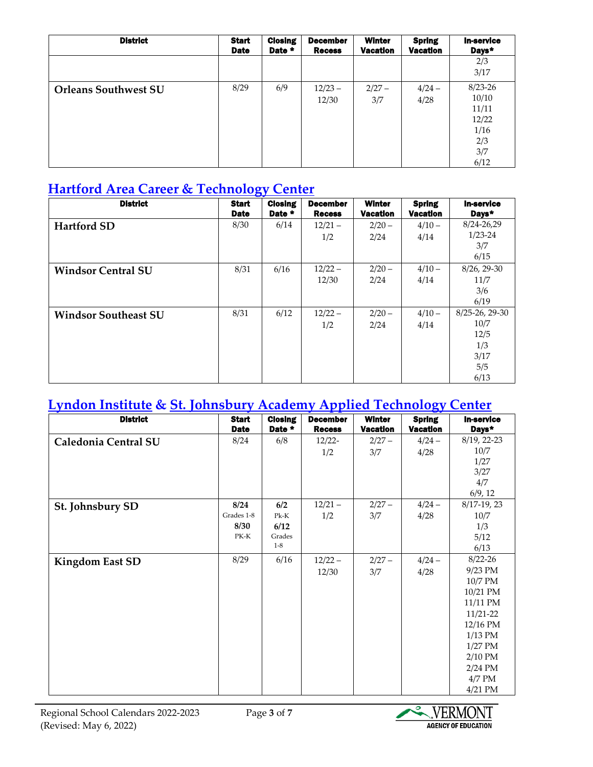| District | Start Date | Closing Date * | December Recess | Winter Vacation | Spring Vacation | In-service Days* |
|---|---|---|---|---|---|---|
| | | | | | | 2/3<br>3/17 |
| **Orleans Southwest SU** | 8/29 | 6/9 | 12/23 – 12/30 | 2/27 – 3/7 | 4/24 – 4/28 | 8/23-26<br>10/10<br>11/11<br>12/22<br>1/16<br>2/3<br>3/7<br>6/12 |

## Hartford Area Career & Technology Center

| District | Start Date | Closing Date * | December Recess | Winter Vacation | Spring Vacation | In-service Days* |
|---|---|---|---|---|---|---|
| **Hartford SD** | 8/30 | 6/14 | 12/21 – 1/2 | 2/20 – 2/24 | 4/10 – 4/14 | 8/24-26,29<br>1/23-24<br>3/7<br>6/15 |
| **Windsor Central SU** | 8/31 | 6/16 | 12/22 – 12/30 | 2/20 – 2/24 | 4/10 – 4/14 | 8/26, 29-30<br>11/7<br>3/6<br>6/19 |
| **Windsor Southeast SU** | 8/31 | 6/12 | 12/22 – 1/2 | 2/20 – 2/24 | 4/10 – 4/14 | 8/25-26, 29-30<br>10/7<br>12/5<br>1/3<br>3/17<br>5/5<br>6/13 |

## Lyndon Institute & St. Johnsbury Academy Applied Technology Center

| District | Start Date | Closing Date * | December Recess | Winter Vacation | Spring Vacation | In-service Days* |
|---|---|---|---|---|---|---|
| **Caledonia Central SU** | 8/24 | 6/8 | 12/22- 1/2 | 2/27 – 3/7 | 4/24 – 4/28 | 8/19, 22-23<br>10/7<br>1/27<br>3/27<br>4/7<br>6/9, 12 |
| **St. Johnsbury SD** | **8/24** Grades 1-8<br>**8/30** PK-K | **6/2** Pk-K<br>**6/12** Grades 1-8 | 12/21 – 1/2 | 2/27 – 3/7 | 4/24 – 4/28 | 8/17-19, 23<br>10/7<br>1/3<br>5/12<br>6/13 |
| **Kingdom East SD** | 8/29 | 6/16 | 12/22 – 12/30 | 2/27 – 3/7 | 4/24 – 4/28 | 8/22-26<br>9/23 PM<br>10/7 PM<br>10/21 PM<br>11/11 PM<br>11/21-22<br>12/16 PM<br>1/13 PM<br>1/27 PM<br>2/10 PM<br>2/24 PM<br>4/7 PM<br>4/21 PM |

Regional School Calendars 2022-2023
(Revised: May 6, 2022)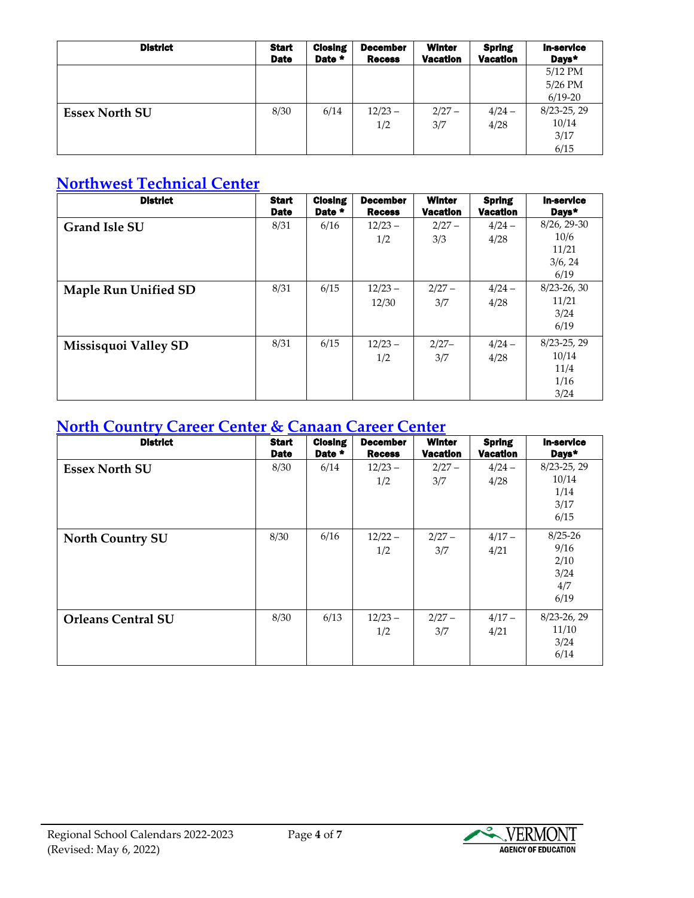| District | Start Date | Closing Date * | December Recess | Winter Vacation | Spring Vacation | In-service Days* |
|---|---|---|---|---|---|---|
| | | | | | | 5/12 PM<br>5/26 PM<br>6/19-20 |
| **Essex North SU** | 8/30 | 6/14 | 12/23 – 1/2 | 2/27 – 3/7 | 4/24 – 4/28 | 8/23-25, 29<br>10/14<br>3/17<br>6/15 |

## Northwest Technical Center

| District | Start Date | Closing Date * | December Recess | Winter Vacation | Spring Vacation | In-service Days* |
|---|---|---|---|---|---|---|
| **Grand Isle SU** | 8/31 | 6/16 | 12/23 – 1/2 | 2/27 – 3/3 | 4/24 – 4/28 | 8/26, 29-30<br>10/6<br>11/21<br>3/6, 24<br>6/19 |
| **Maple Run Unified SD** | 8/31 | 6/15 | 12/23 – 12/30 | 2/27 – 3/7 | 4/24 – 4/28 | 8/23-26, 30<br>11/21<br>3/24<br>6/19 |
| **Missisquoi Valley SD** | 8/31 | 6/15 | 12/23 – 1/2 | 2/27– 3/7 | 4/24 – 4/28 | 8/23-25, 29<br>10/14<br>11/4<br>1/16<br>3/24 |

## North Country Career Center & Canaan Career Center

| District | Start Date | Closing Date * | December Recess | Winter Vacation | Spring Vacation | In-service Days* |
|---|---|---|---|---|---|---|
| **Essex North SU** | 8/30 | 6/14 | 12/23 – 1/2 | 2/27 – 3/7 | 4/24 – 4/28 | 8/23-25, 29<br>10/14<br>1/14<br>3/17<br>6/15 |
| **North Country SU** | 8/30 | 6/16 | 12/22 – 1/2 | 2/27 – 3/7 | 4/17 – 4/21 | 8/25-26<br>9/16<br>2/10<br>3/24<br>4/7<br>6/19 |
| **Orleans Central SU** | 8/30 | 6/13 | 12/23 – 1/2 | 2/27 – 3/7 | 4/17 – 4/21 | 8/23-26, 29<br>11/10<br>3/24<br>6/14 |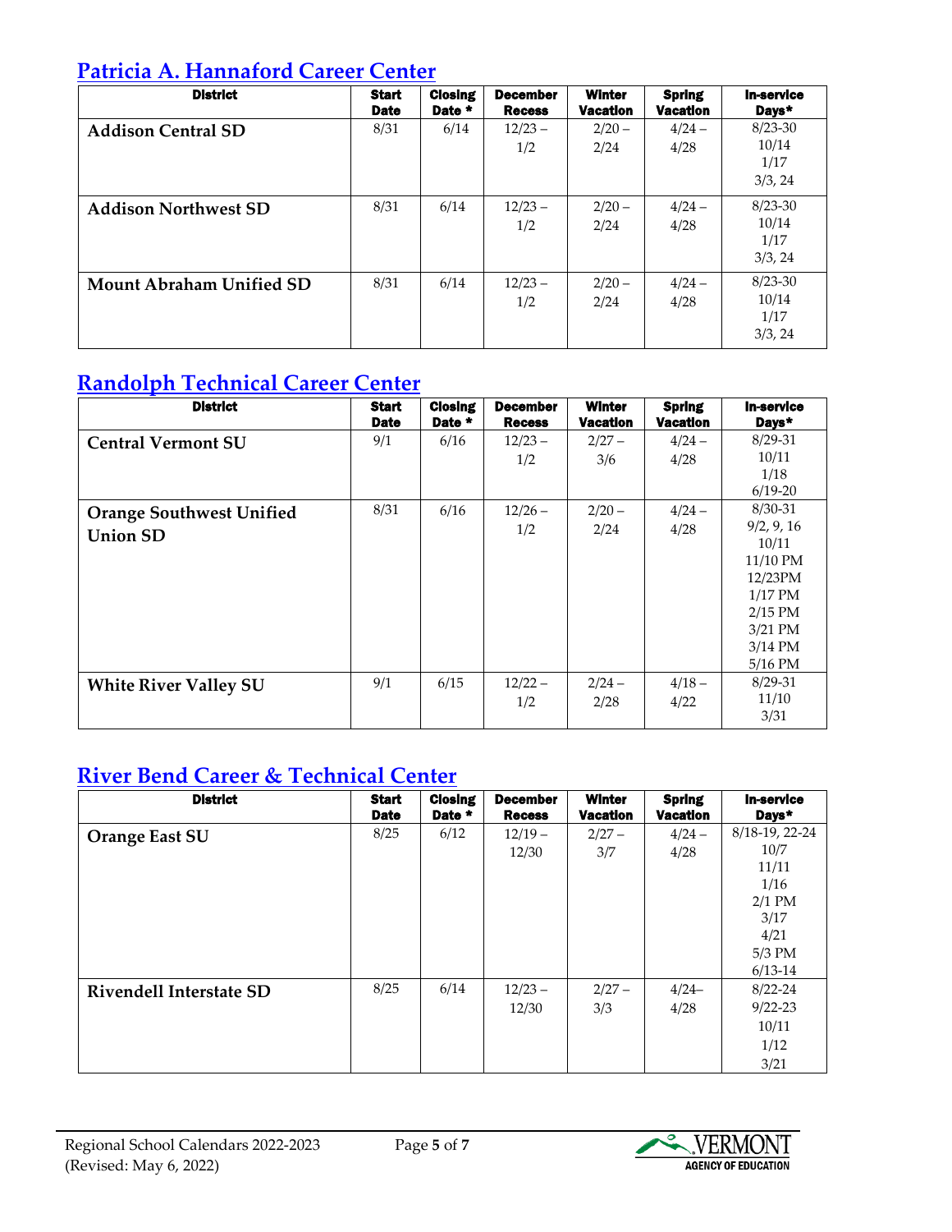## [Patricia A. Hannaford Career Center]

| District | Start Date | Closing Date * | December Recess | Winter Vacation | Spring Vacation | In-service Days* |
|---|---|---|---|---|---|---|
| **Addison Central SD** | 8/31 | 6/14 | 12/23 – 1/2 | 2/20 – 2/24 | 4/24 – 4/28 | 8/23-30<br>10/14<br>1/17<br>3/3, 24 |
| **Addison Northwest SD** | 8/31 | 6/14 | 12/23 – 1/2 | 2/20 – 2/24 | 4/24 – 4/28 | 8/23-30<br>10/14<br>1/17<br>3/3, 24 |
| **Mount Abraham Unified SD** | 8/31 | 6/14 | 12/23 – 1/2 | 2/20 – 2/24 | 4/24 – 4/28 | 8/23-30<br>10/14<br>1/17<br>3/3, 24 |

## [Randolph Technical Career Center]

| District | Start Date | Closing Date * | December Recess | Winter Vacation | Spring Vacation | In-service Days* |
|---|---|---|---|---|---|---|
| **Central Vermont SU** | 9/1 | 6/16 | 12/23 – 1/2 | 2/27 – 3/6 | 4/24 – 4/28 | 8/29-31<br>10/11<br>1/18<br>6/19-20 |
| **Orange Southwest Unified Union SD** | 8/31 | 6/16 | 12/26 – 1/2 | 2/20 – 2/24 | 4/24 – 4/28 | 8/30-31<br>9/2, 9, 16<br>10/11<br>11/10 PM<br>12/23PM<br>1/17 PM<br>2/15 PM<br>3/21 PM<br>3/14 PM<br>5/16 PM |
| **White River Valley SU** | 9/1 | 6/15 | 12/22 – 1/2 | 2/24 – 2/28 | 4/18 – 4/22 | 8/29-31<br>11/10<br>3/31 |

## [River Bend Career & Technical Center]

| District | Start Date | Closing Date * | December Recess | Winter Vacation | Spring Vacation | In-service Days* |
|---|---|---|---|---|---|---|
| **Orange East SU** | 8/25 | 6/12 | 12/19 – 12/30 | 2/27 – 3/7 | 4/24 – 4/28 | 8/18-19, 22-24<br>10/7<br>11/11<br>1/16<br>2/1 PM<br>3/17<br>4/21<br>5/3 PM<br>6/13-14 |
| **Rivendell Interstate SD** | 8/25 | 6/14 | 12/23 – 12/30 | 2/27 – 3/3 | 4/24– 4/28 | 8/22-24<br>9/22-23<br>10/11<br>1/12<br>3/21 |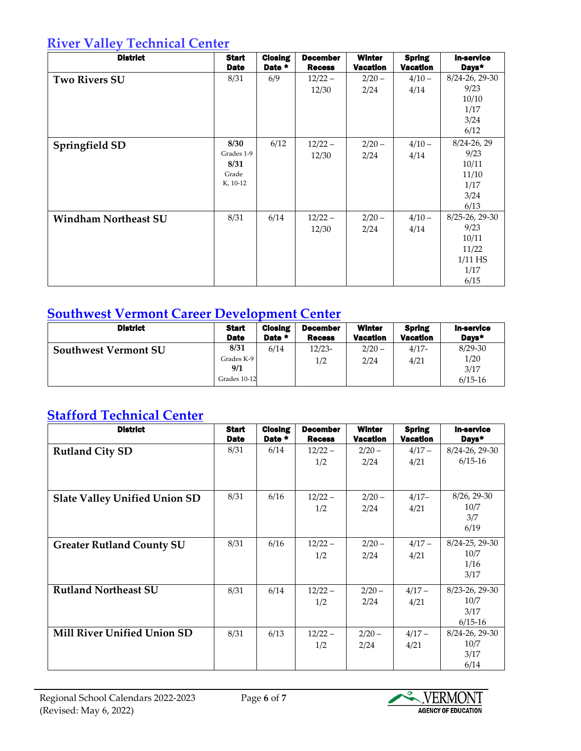## River Valley Technical Center

| District | Start Date | Closing Date * | December Recess | Winter Vacation | Spring Vacation | In-service Days* |
|---|---|---|---|---|---|---|
| **Two Rivers SU** | 8/31 | 6/9 | 12/22 – 12/30 | 2/20 – 2/24 | 4/10 – 4/14 | 8/24-26, 29-30 9/23 10/10 1/17 3/24 6/12 |
| **Springfield SD** | **8/30** Grades 1-9 **8/31** Grade K, 10-12 | 6/12 | 12/22 – 12/30 | 2/20 – 2/24 | 4/10 – 4/14 | 8/24-26, 29 9/23 10/11 11/10 1/17 3/24 6/13 |
| **Windham Northeast SU** | 8/31 | 6/14 | 12/22 – 12/30 | 2/20 – 2/24 | 4/10 – 4/14 | 8/25-26, 29-30 9/23 10/11 11/22 1/11 HS 1/17 6/15 |

## Southwest Vermont Career Development Center

| District | Start Date | Closing Date * | December Recess | Winter Vacation | Spring Vacation | In-service Days* |
|---|---|---|---|---|---|---|
| **Southwest Vermont SU** | **8/31** Grades K-9 **9/1** Grades 10-12 | 6/14 | 12/23- 1/2 | 2/20 – 2/24 | 4/17- 4/21 | 8/29-30 1/20 3/17 6/15-16 |

## Stafford Technical Center

| District | Start Date | Closing Date * | December Recess | Winter Vacation | Spring Vacation | In-service Days* |
|---|---|---|---|---|---|---|
| **Rutland City SD** | 8/31 | 6/14 | 12/22 – 1/2 | 2/20 – 2/24 | 4/17 – 4/21 | 8/24-26, 29-30 6/15-16 |
| **Slate Valley Unified Union SD** | 8/31 | 6/16 | 12/22 – 1/2 | 2/20 – 2/24 | 4/17– 4/21 | 8/26, 29-30 10/7 3/7 6/19 |
| **Greater Rutland County SU** | 8/31 | 6/16 | 12/22 – 1/2 | 2/20 – 2/24 | 4/17 – 4/21 | 8/24-25, 29-30 10/7 1/16 3/17 |
| **Rutland Northeast SU** | 8/31 | 6/14 | 12/22 – 1/2 | 2/20 – 2/24 | 4/17 – 4/21 | 8/23-26, 29-30 10/7 3/17 6/15-16 |
| **Mill River Unified Union SD** | 8/31 | 6/13 | 12/22 – 1/2 | 2/20 – 2/24 | 4/17 – 4/21 | 8/24-26, 29-30 10/7 3/17 6/14 |

Regional School Calendars 2022-2023
(Revised: May 6, 2022)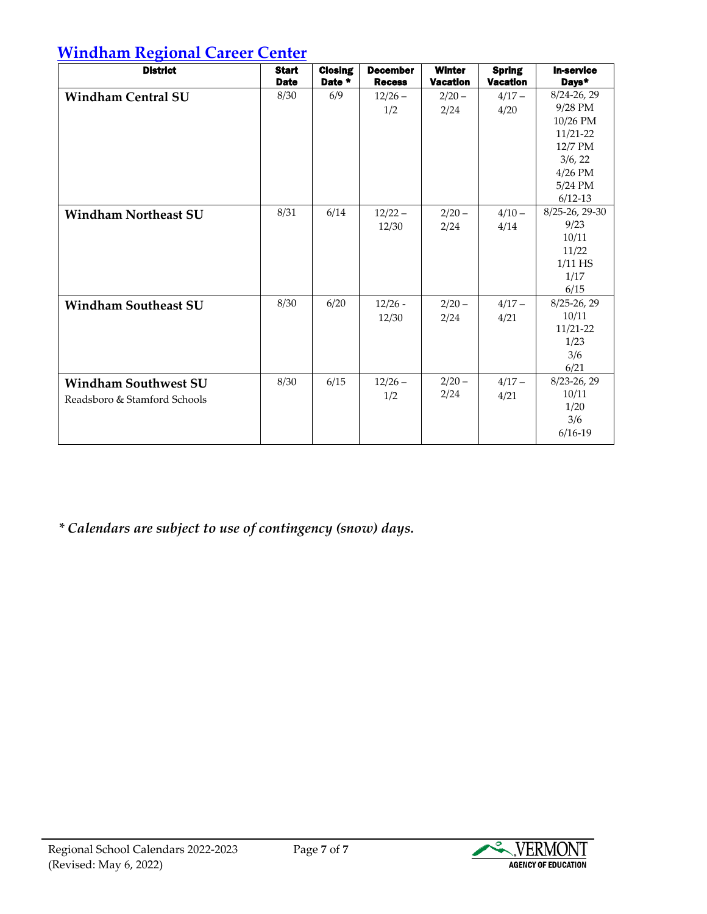## Windham Regional Career Center

| District | Start Date | Closing Date * | December Recess | Winter Vacation | Spring Vacation | In-service Days* |
|---|---|---|---|---|---|---|
| **Windham Central SU** | 8/30 | 6/9 | 12/26 – 1/2 | 2/20 – 2/24 | 4/17 – 4/20 | 8/24-26, 29<br>9/28 PM<br>10/26 PM<br>11/21-22<br>12/7 PM<br>3/6, 22<br>4/26 PM<br>5/24 PM<br>6/12-13 |
| **Windham Northeast SU** | 8/31 | 6/14 | 12/22 – 12/30 | 2/20 – 2/24 | 4/10 – 4/14 | 8/25-26, 29-30<br>9/23<br>10/11<br>11/22<br>1/11 HS<br>1/17<br>6/15 |
| **Windham Southeast SU** | 8/30 | 6/20 | 12/26 - 12/30 | 2/20 – 2/24 | 4/17 – 4/21 | 8/25-26, 29<br>10/11<br>11/21-22<br>1/23<br>3/6<br>6/21 |
| **Windham Southwest SU**<br>Readsboro & Stamford Schools | 8/30 | 6/15 | 12/26 – 1/2 | 2/20 – 2/24 | 4/17 – 4/21 | 8/23-26, 29<br>10/11<br>1/20<br>3/6<br>6/16-19 |

*\* Calendars are subject to use of contingency (snow) days.*